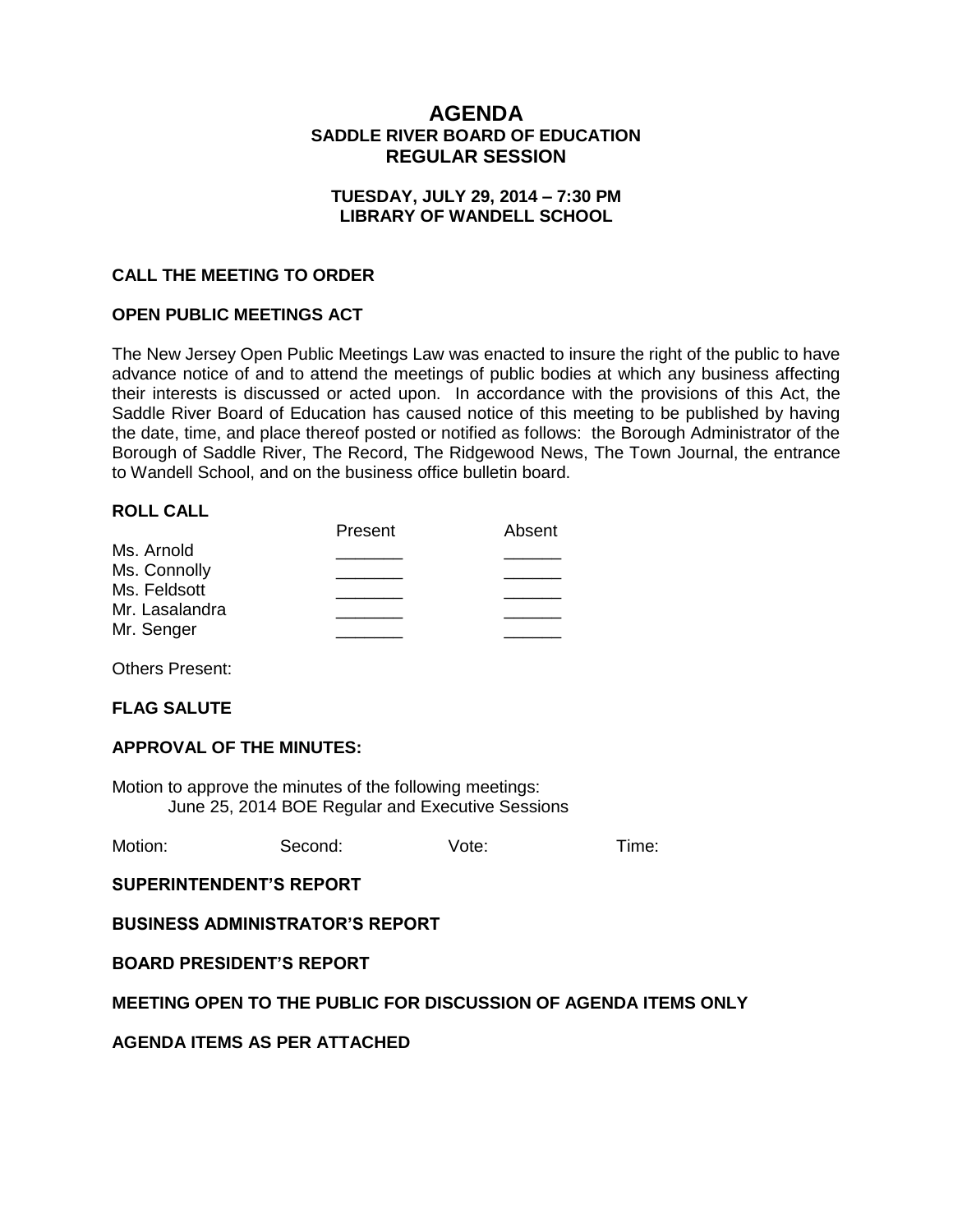# AGENDA
## SADDLE RIVER BOARD OF EDUCATION
## REGULAR SESSION

**TUESDAY, JULY 29, 2014 – 7:30 PM**
**LIBRARY OF WANDELL SCHOOL**

### CALL THE MEETING TO ORDER

### OPEN PUBLIC MEETINGS ACT

The New Jersey Open Public Meetings Law was enacted to insure the right of the public to have advance notice of and to attend the meetings of public bodies at which any business affecting their interests is discussed or acted upon. In accordance with the provisions of this Act, the Saddle River Board of Education has caused notice of this meeting to be published by having the date, time, and place thereof posted or notified as follows: the Borough Administrator of the Borough of Saddle River, The Record, The Ridgewood News, The Town Journal, the entrance to Wandell School, and on the business office bulletin board.

### ROLL CALL

| | Present | Absent |
|---|---|---|
| Ms. Arnold | _______ | ______ |
| Ms. Connolly | _______ | ______ |
| Ms. Feldsott | _______ | ______ |
| Mr. Lasalandra | _______ | ______ |
| Mr. Senger | _______ | ______ |

Others Present:

### FLAG SALUTE

### APPROVAL OF THE MINUTES:

Motion to approve the minutes of the following meetings:
June 25, 2014 BOE Regular and Executive Sessions

Motion: Second: Vote: Time:

### SUPERINTENDENT'S REPORT

### BUSINESS ADMINISTRATOR'S REPORT

### BOARD PRESIDENT'S REPORT

### MEETING OPEN TO THE PUBLIC FOR DISCUSSION OF AGENDA ITEMS ONLY

### AGENDA ITEMS AS PER ATTACHED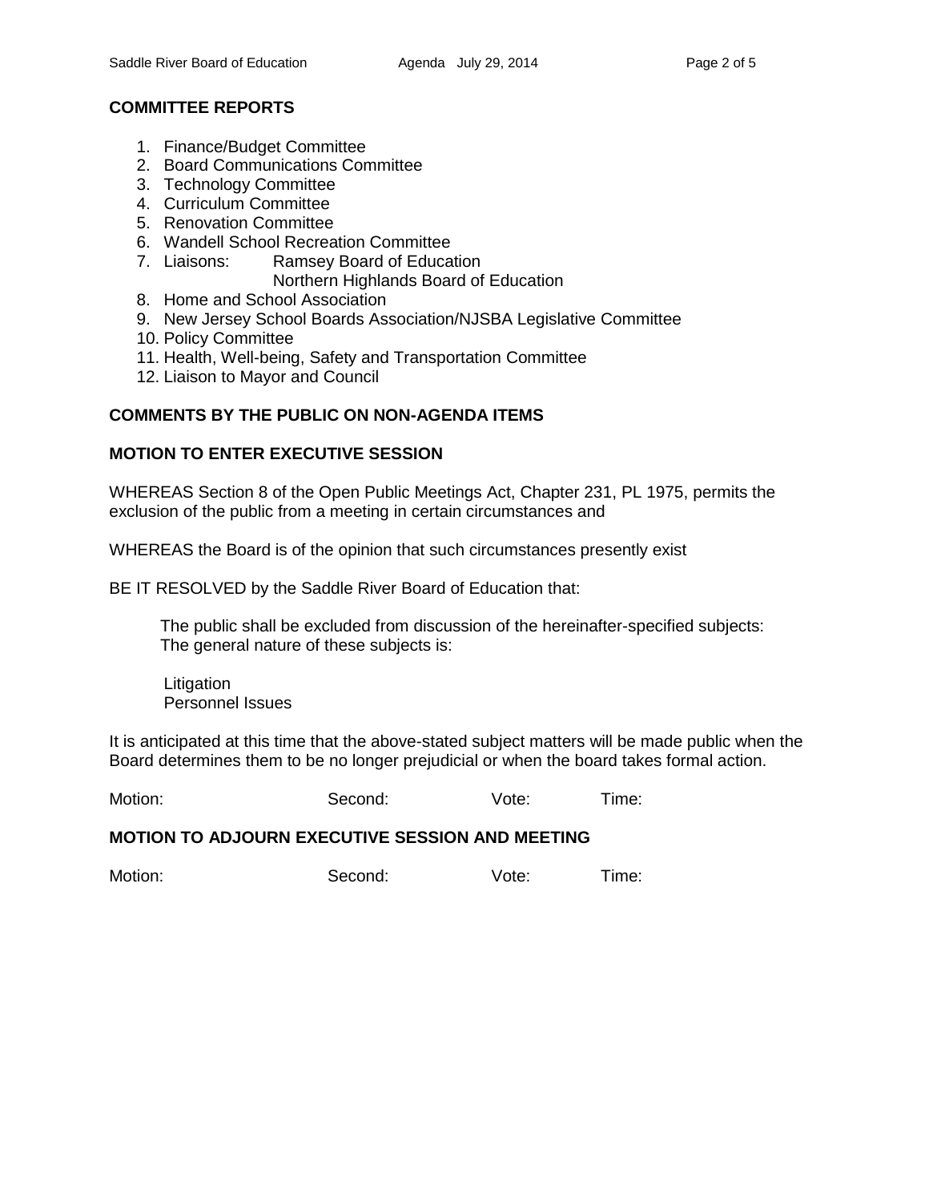## COMMITTEE REPORTS

1. Finance/Budget Committee
2. Board Communications Committee
3. Technology Committee
4. Curriculum Committee
5. Renovation Committee
6. Wandell School Recreation Committee
7. Liaisons: Ramsey Board of Education
   Northern Highlands Board of Education
8. Home and School Association
9. New Jersey School Boards Association/NJSBA Legislative Committee
10. Policy Committee
11. Health, Well-being, Safety and Transportation Committee
12. Liaison to Mayor and Council

## COMMENTS BY THE PUBLIC ON NON-AGENDA ITEMS

## MOTION TO ENTER EXECUTIVE SESSION

WHEREAS Section 8 of the Open Public Meetings Act, Chapter 231, PL 1975, permits the exclusion of the public from a meeting in certain circumstances and

WHEREAS the Board is of the opinion that such circumstances presently exist

BE IT RESOLVED by the Saddle River Board of Education that:

The public shall be excluded from discussion of the hereinafter-specified subjects:
The general nature of these subjects is:

Litigation
Personnel Issues

It is anticipated at this time that the above-stated subject matters will be made public when the Board determines them to be no longer prejudicial or when the board takes formal action.

Motion: Second: Vote: Time:

## MOTION TO ADJOURN EXECUTIVE SESSION AND MEETING

Motion: Second: Vote: Time: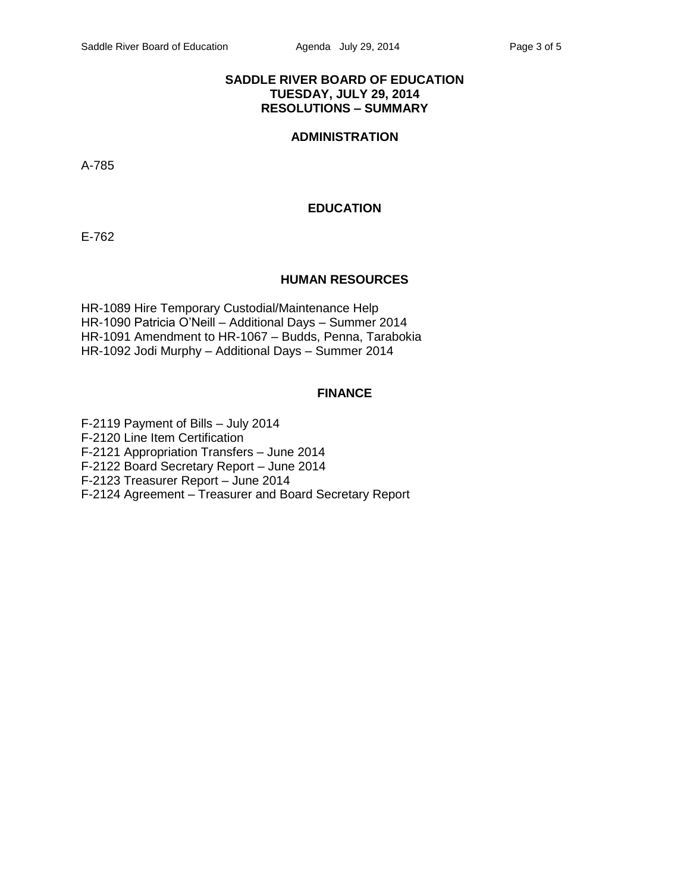# SADDLE RIVER BOARD OF EDUCATION
## TUESDAY, JULY 29, 2014
## RESOLUTIONS – SUMMARY

### ADMINISTRATION

A-785

### EDUCATION

E-762

### HUMAN RESOURCES

HR-1089 Hire Temporary Custodial/Maintenance Help
HR-1090 Patricia O'Neill – Additional Days – Summer 2014
HR-1091 Amendment to HR-1067 – Budds, Penna, Tarabokia
HR-1092 Jodi Murphy – Additional Days – Summer 2014

### FINANCE

F-2119 Payment of Bills – July 2014
F-2120 Line Item Certification
F-2121 Appropriation Transfers – June 2014
F-2122 Board Secretary Report – June 2014
F-2123 Treasurer Report – June 2014
F-2124 Agreement – Treasurer and Board Secretary Report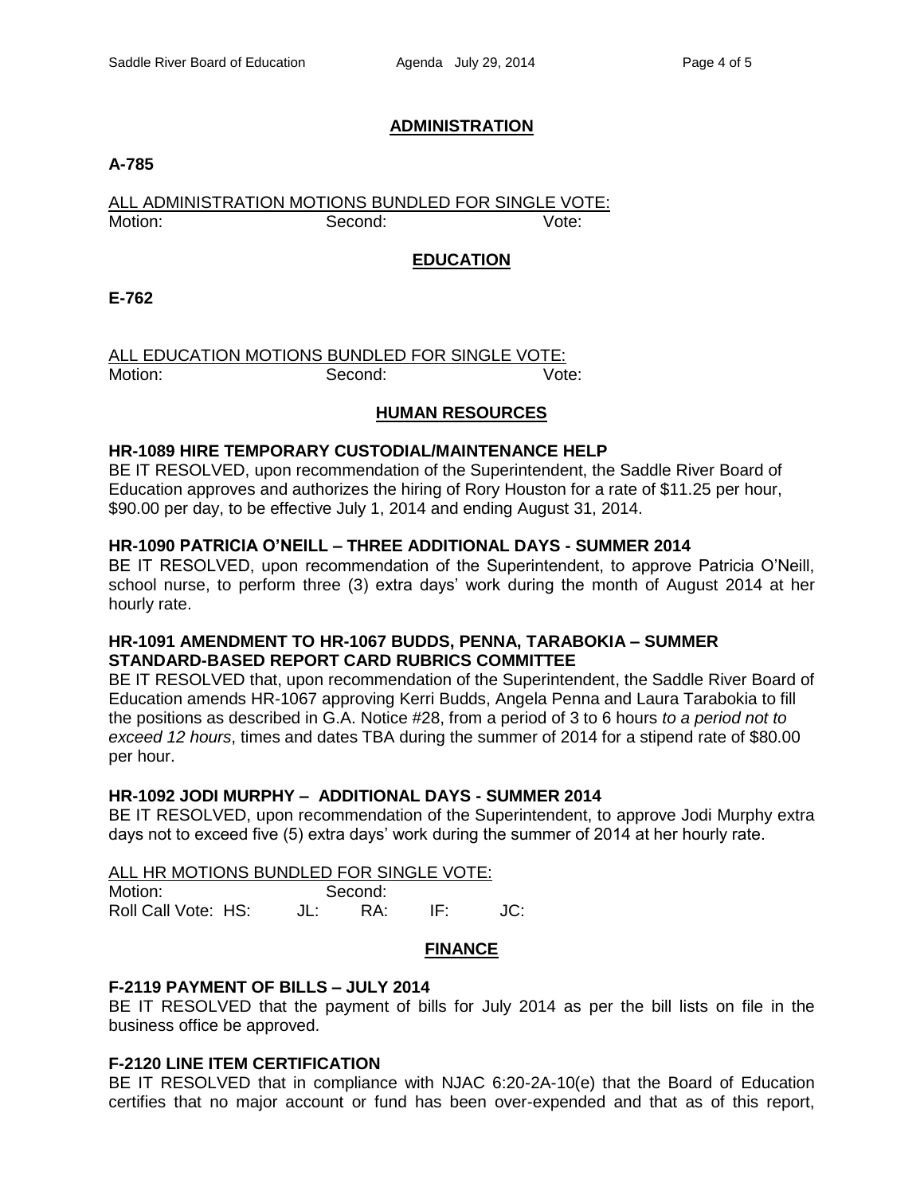## ADMINISTRATION

**A-785**

ALL ADMINISTRATION MOTIONS BUNDLED FOR SINGLE VOTE:
Motion: Second: Vote:

## EDUCATION

**E-762**

ALL EDUCATION MOTIONS BUNDLED FOR SINGLE VOTE:
Motion: Second: Vote:

## HUMAN RESOURCES

**HR-1089 HIRE TEMPORARY CUSTODIAL/MAINTENANCE HELP**

BE IT RESOLVED, upon recommendation of the Superintendent, the Saddle River Board of Education approves and authorizes the hiring of Rory Houston for a rate of $11.25 per hour, $90.00 per day, to be effective July 1, 2014 and ending August 31, 2014.

**HR-1090 PATRICIA O'NEILL – THREE ADDITIONAL DAYS - SUMMER 2014**

BE IT RESOLVED, upon recommendation of the Superintendent, to approve Patricia O'Neill, school nurse, to perform three (3) extra days' work during the month of August 2014 at her hourly rate.

**HR-1091 AMENDMENT TO HR-1067 BUDDS, PENNA, TARABOKIA – SUMMER STANDARD-BASED REPORT CARD RUBRICS COMMITTEE**

BE IT RESOLVED that, upon recommendation of the Superintendent, the Saddle River Board of Education amends HR-1067 approving Kerri Budds, Angela Penna and Laura Tarabokia to fill the positions as described in G.A. Notice #28, from a period of 3 to 6 hours *to a period not to exceed 12 hours*, times and dates TBA during the summer of 2014 for a stipend rate of $80.00 per hour.

**HR-1092 JODI MURPHY – ADDITIONAL DAYS - SUMMER 2014**

BE IT RESOLVED, upon recommendation of the Superintendent, to approve Jodi Murphy extra days not to exceed five (5) extra days' work during the summer of 2014 at her hourly rate.

ALL HR MOTIONS BUNDLED FOR SINGLE VOTE:
Motion: Second:
Roll Call Vote: HS: JL: RA: IF: JC:

## FINANCE

**F-2119 PAYMENT OF BILLS – JULY 2014**

BE IT RESOLVED that the payment of bills for July 2014 as per the bill lists on file in the business office be approved.

**F-2120 LINE ITEM CERTIFICATION**

BE IT RESOLVED that in compliance with NJAC 6:20-2A-10(e) that the Board of Education certifies that no major account or fund has been over-expended and that as of this report,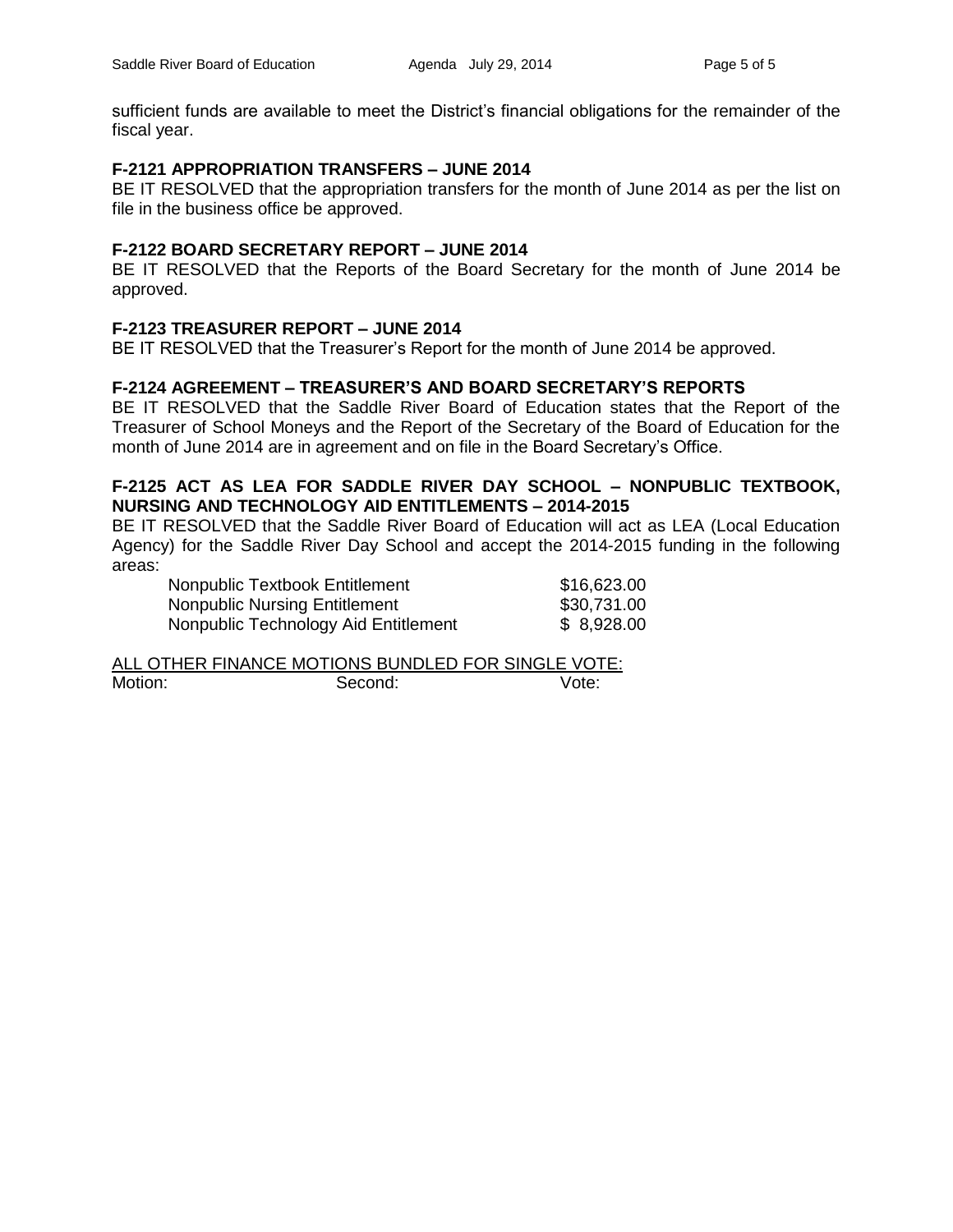sufficient funds are available to meet the District's financial obligations for the remainder of the fiscal year.

**F-2121 APPROPRIATION TRANSFERS – JUNE 2014**

BE IT RESOLVED that the appropriation transfers for the month of June 2014 as per the list on file in the business office be approved.

**F-2122 BOARD SECRETARY REPORT – JUNE 2014**

BE IT RESOLVED that the Reports of the Board Secretary for the month of June 2014 be approved.

**F-2123 TREASURER REPORT – JUNE 2014**

BE IT RESOLVED that the Treasurer's Report for the month of June 2014 be approved.

**F-2124 AGREEMENT – TREASURER'S AND BOARD SECRETARY'S REPORTS**

BE IT RESOLVED that the Saddle River Board of Education states that the Report of the Treasurer of School Moneys and the Report of the Secretary of the Board of Education for the month of June 2014 are in agreement and on file in the Board Secretary's Office.

**F-2125 ACT AS LEA FOR SADDLE RIVER DAY SCHOOL – NONPUBLIC TEXTBOOK, NURSING AND TECHNOLOGY AID ENTITLEMENTS – 2014-2015**

BE IT RESOLVED that the Saddle River Board of Education will act as LEA (Local Education Agency) for the Saddle River Day School and accept the 2014-2015 funding in the following areas:

| | |
|---|---|
| Nonpublic Textbook Entitlement | $16,623.00 |
| Nonpublic Nursing Entitlement | $30,731.00 |
| Nonpublic Technology Aid Entitlement | $ 8,928.00 |

ALL OTHER FINANCE MOTIONS BUNDLED FOR SINGLE VOTE:

Motion: Second: Vote: